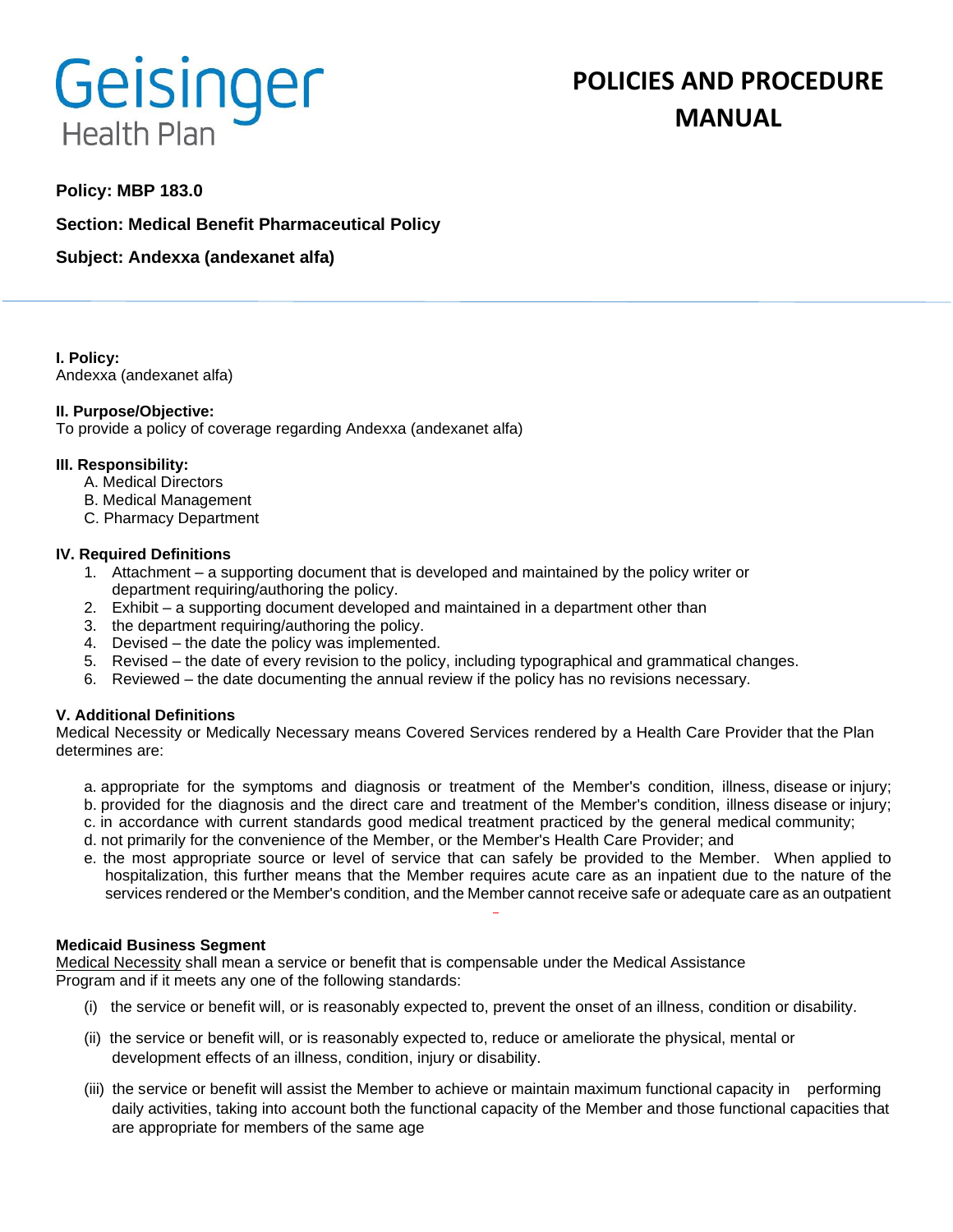# Geisinger Health Plan

# POLICIES AND PROCEDURE MANUAL

**Policy: MBP 183.0**

**Section: Medical Benefit Pharmaceutical Policy**

**Subject: Andexxa (andexanet alfa)**

---

**I. Policy:**
Andexxa (andexanet alfa)

**II. Purpose/Objective:**
To provide a policy of coverage regarding Andexxa (andexanet alfa)

**III. Responsibility:**

A. Medical Directors
B. Medical Management
C. Pharmacy Department

**IV. Required Definitions**

1. Attachment – a supporting document that is developed and maintained by the policy writer or department requiring/authoring the policy.
2. Exhibit – a supporting document developed and maintained in a department other than
3. the department requiring/authoring the policy.
4. Devised – the date the policy was implemented.
5. Revised – the date of every revision to the policy, including typographical and grammatical changes.
6. Reviewed – the date documenting the annual review if the policy has no revisions necessary.

**V. Additional Definitions**
Medical Necessity or Medically Necessary means Covered Services rendered by a Health Care Provider that the Plan determines are:

a. appropriate for the symptoms and diagnosis or treatment of the Member's condition, illness, disease or injury;
b. provided for the diagnosis and the direct care and treatment of the Member's condition, illness disease or injury;
c. in accordance with current standards good medical treatment practiced by the general medical community;
d. not primarily for the convenience of the Member, or the Member's Health Care Provider; and
e. the most appropriate source or level of service that can safely be provided to the Member. When applied to hospitalization, this further means that the Member requires acute care as an inpatient due to the nature of the services rendered or the Member's condition, and the Member cannot receive safe or adequate care as an outpatient

**Medicaid Business Segment**
Medical Necessity shall mean a service or benefit that is compensable under the Medical Assistance Program and if it meets any one of the following standards:

(i) the service or benefit will, or is reasonably expected to, prevent the onset of an illness, condition or disability.

(ii) the service or benefit will, or is reasonably expected to, reduce or ameliorate the physical, mental or development effects of an illness, condition, injury or disability.

(iii) the service or benefit will assist the Member to achieve or maintain maximum functional capacity in performing daily activities, taking into account both the functional capacity of the Member and those functional capacities that are appropriate for members of the same age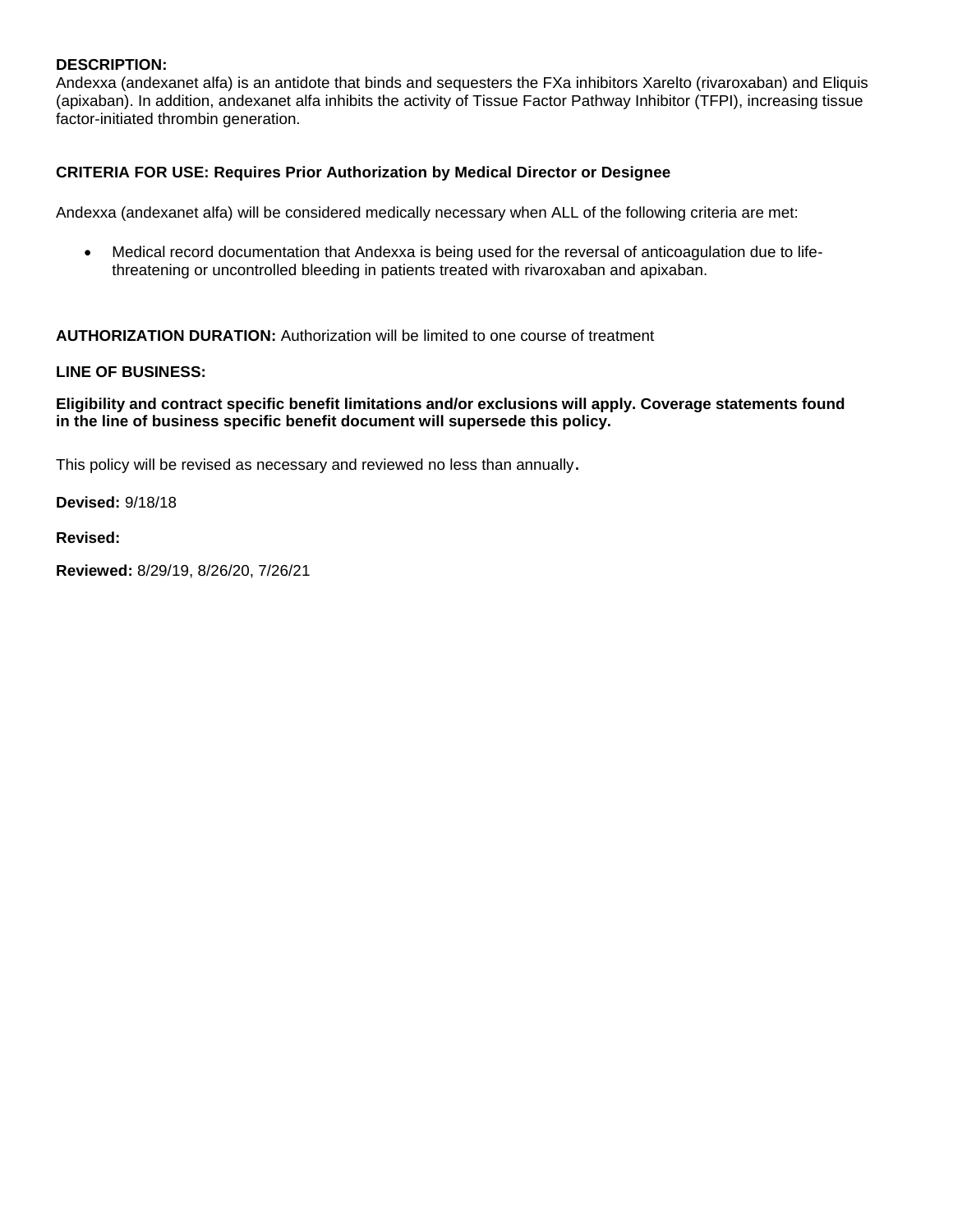**DESCRIPTION:**
Andexxa (andexanet alfa) is an antidote that binds and sequesters the FXa inhibitors Xarelto (rivaroxaban) and Eliquis (apixaban). In addition, andexanet alfa inhibits the activity of Tissue Factor Pathway Inhibitor (TFPI), increasing tissue factor-initiated thrombin generation.

**CRITERIA FOR USE: Requires Prior Authorization by Medical Director or Designee**

Andexxa (andexanet alfa) will be considered medically necessary when ALL of the following criteria are met:

- Medical record documentation that Andexxa is being used for the reversal of anticoagulation due to life-threatening or uncontrolled bleeding in patients treated with rivaroxaban and apixaban.

**AUTHORIZATION DURATION:** Authorization will be limited to one course of treatment

**LINE OF BUSINESS:**

**Eligibility and contract specific benefit limitations and/or exclusions will apply. Coverage statements found in the line of business specific benefit document will supersede this policy.**

This policy will be revised as necessary and reviewed no less than annually.

**Devised:** 9/18/18

**Revised:**

**Reviewed:** 8/29/19, 8/26/20, 7/26/21